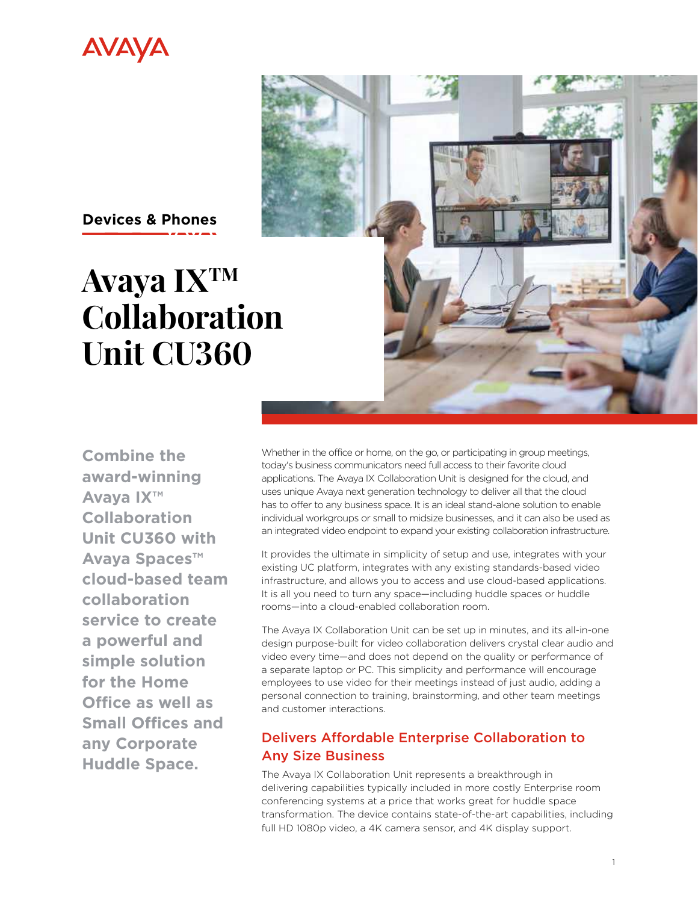AVAYA

**Devices & Phones**

# Avaya IX™ Collaboration Unit CU360

**Combine the award-winning Avaya IX™ Collaboration Unit CU360 with Avaya Spaces™ cloud-based team collaboration service to create a powerful and simple solution for the Home Office as well as Small Offices and any Corporate Huddle Space.**

Whether in the office or home, on the go, or participating in group meetings, today's business communicators need full access to their favorite cloud applications. The Avaya IX Collaboration Unit is designed for the cloud, and uses unique Avaya next generation technology to deliver all that the cloud has to offer to any business space. It is an ideal stand-alone solution to enable individual workgroups or small to midsize businesses, and it can also be used as an integrated video endpoint to expand your existing collaboration infrastructure.

It provides the ultimate in simplicity of setup and use, integrates with your existing UC platform, integrates with any existing standards-based video infrastructure, and allows you to access and use cloud-based applications. It is all you need to turn any space—including huddle spaces or huddle rooms—into a cloud-enabled collaboration room.

The Avaya IX Collaboration Unit can be set up in minutes, and its all-in-one design purpose-built for video collaboration delivers crystal clear audio and video every time—and does not depend on the quality or performance of a separate laptop or PC. This simplicity and performance will encourage employees to use video for their meetings instead of just audio, adding a personal connection to training, brainstorming, and other team meetings and customer interactions.

## Delivers Affordable Enterprise Collaboration to Any Size Business

The Avaya IX Collaboration Unit represents a breakthrough in delivering capabilities typically included in more costly Enterprise room conferencing systems at a price that works great for huddle space transformation. The device contains state-of-the-art capabilities, including full HD 1080p video, a 4K camera sensor, and 4K display support.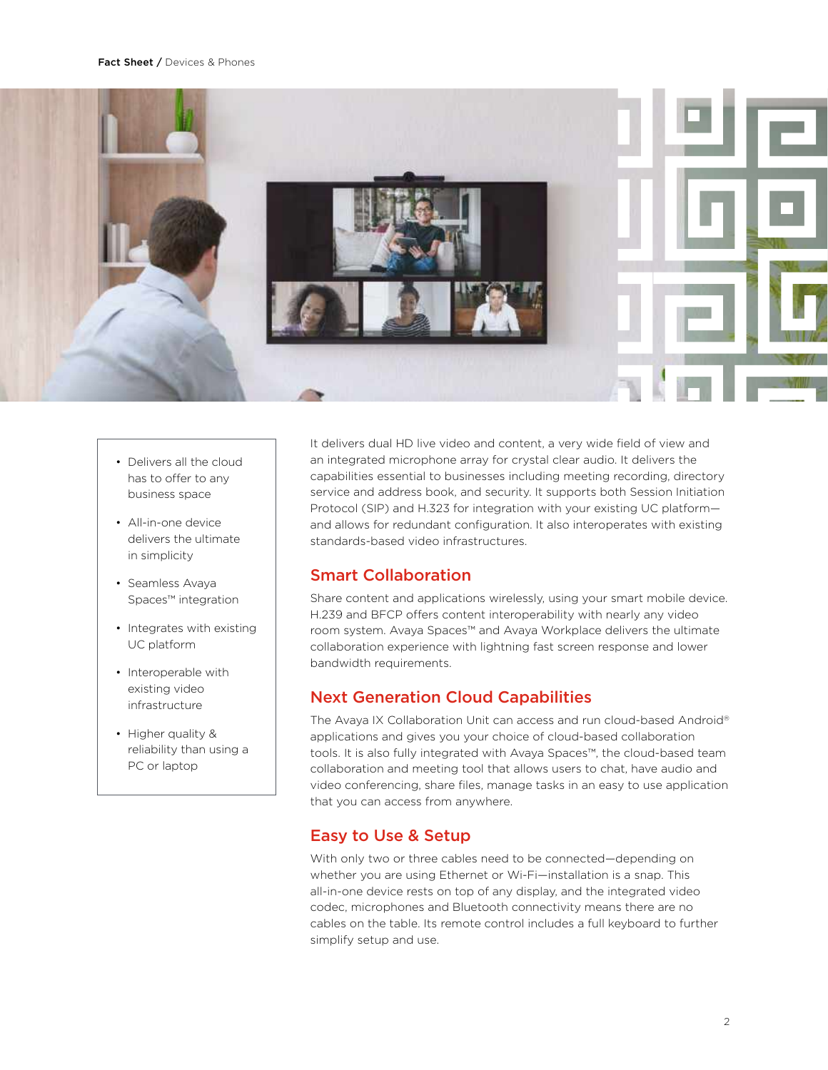- Delivers all the cloud has to offer to any business space
- All-in-one device delivers the ultimate in simplicity
- Seamless Avaya Spaces™ integration
- Integrates with existing UC platform
- Interoperable with existing video infrastructure
- Higher quality & reliability than using a PC or laptop

It delivers dual HD live video and content, a very wide field of view and an integrated microphone array for crystal clear audio. It delivers the capabilities essential to businesses including meeting recording, directory service and address book, and security. It supports both Session Initiation Protocol (SIP) and H.323 for integration with your existing UC platform—and allows for redundant configuration. It also interoperates with existing standards-based video infrastructures.

## Smart Collaboration

Share content and applications wirelessly, using your smart mobile device. H.239 and BFCP offers content interoperability with nearly any video room system. Avaya Spaces™ and Avaya Workplace delivers the ultimate collaboration experience with lightning fast screen response and lower bandwidth requirements.

## Next Generation Cloud Capabilities

The Avaya IX Collaboration Unit can access and run cloud-based Android® applications and gives you your choice of cloud-based collaboration tools. It is also fully integrated with Avaya Spaces™, the cloud-based team collaboration and meeting tool that allows users to chat, have audio and video conferencing, share files, manage tasks in an easy to use application that you can access from anywhere.

## Easy to Use & Setup

With only two or three cables need to be connected—depending on whether you are using Ethernet or Wi-Fi—installation is a snap. This all-in-one device rests on top of any display, and the integrated video codec, microphones and Bluetooth connectivity means there are no cables on the table. Its remote control includes a full keyboard to further simplify setup and use.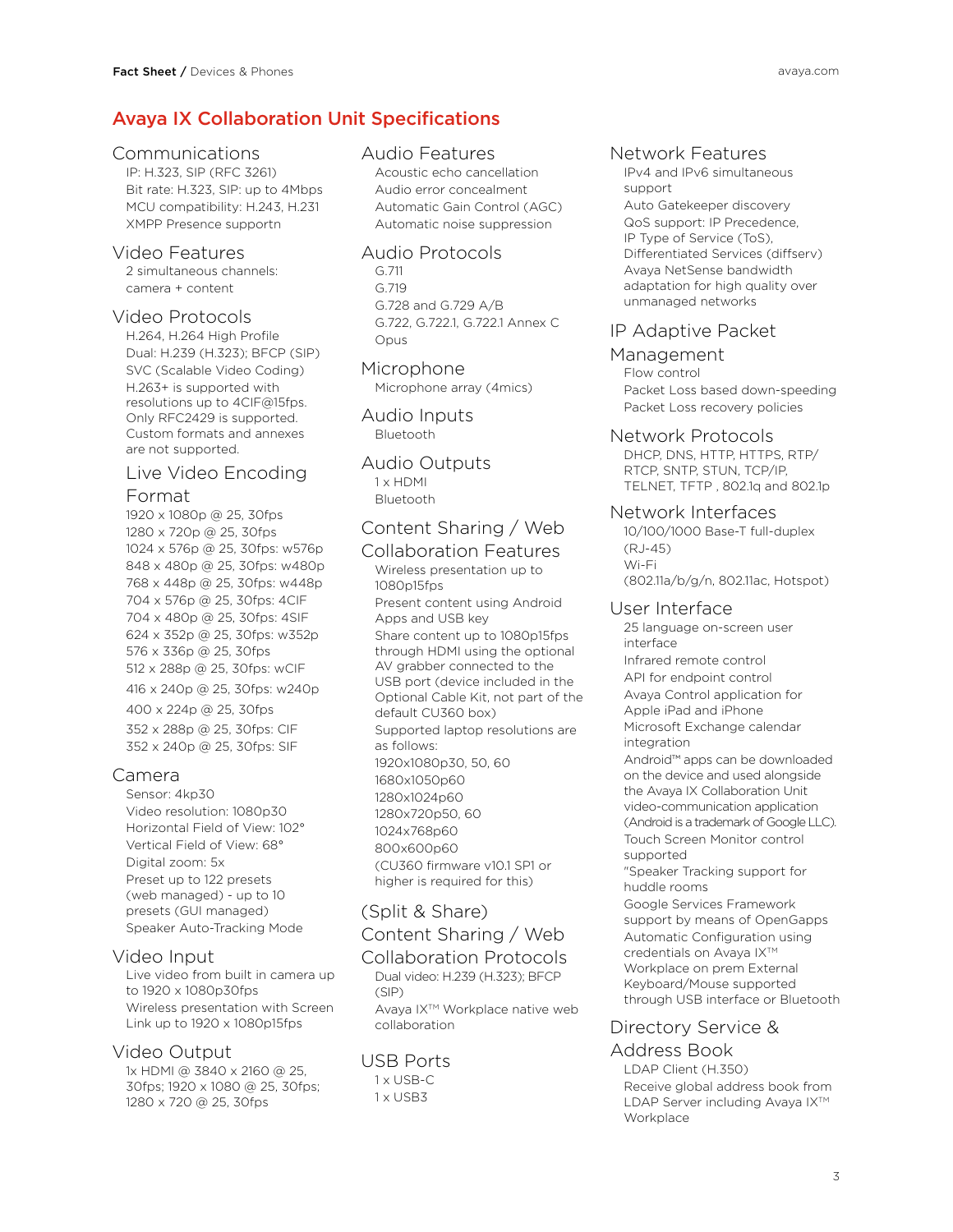## Avaya IX Collaboration Unit Specifications

### Communications

IP: H.323, SIP (RFC 3261)
Bit rate: H.323, SIP: up to 4Mbps
MCU compatibility: H.243, H.231
XMPP Presence supportn

### Video Features

2 simultaneous channels: camera + content

### Video Protocols

H.264, H.264 High Profile
Dual: H.239 (H.323); BFCP (SIP)
SVC (Scalable Video Coding)
H.263+ is supported with resolutions up to 4CIF@15fps. Only RFC2429 is supported. Custom formats and annexes are not supported.

#### Live Video Encoding Format

1920 x 1080p @ 25, 30fps
1280 x 720p @ 25, 30fps
1024 x 576p @ 25, 30fps: w576p
848 x 480p @ 25, 30fps: w480p
768 x 448p @ 25, 30fps: w448p
704 x 576p @ 25, 30fps: 4CIF
704 x 480p @ 25, 30fps: 4SIF
624 x 352p @ 25, 30fps: w352p
576 x 336p @ 25, 30fps
512 x 288p @ 25, 30fps: wCIF
416 x 240p @ 25, 30fps: w240p
400 x 224p @ 25, 30fps
352 x 288p @ 25, 30fps: CIF
352 x 240p @ 25, 30fps: SIF

### Camera

Sensor: 4kp30
Video resolution: 1080p30
Horizontal Field of View: 102°
Vertical Field of View: 68°
Digital zoom: 5x
Preset up to 122 presets (web managed) - up to 10 presets (GUI managed)
Speaker Auto-Tracking Mode

### Video Input

Live video from built in camera up to 1920 x 1080p30fps
Wireless presentation with Screen Link up to 1920 x 1080p15fps

### Video Output

1x HDMI @ 3840 x 2160 @ 25, 30fps; 1920 x 1080 @ 25, 30fps; 1280 x 720 @ 25, 30fps

### Audio Features

Acoustic echo cancellation
Audio error concealment
Automatic Gain Control (AGC)
Automatic noise suppression

### Audio Protocols

G.711
G.719
G.728 and G.729 A/B
G.722, G.722.1, G.722.1 Annex C
Opus

### Microphone

Microphone array (4mics)

### Audio Inputs

Bluetooth

### Audio Outputs

1 x HDMI
Bluetooth

### Content Sharing / Web Collaboration Features

Wireless presentation up to 1080p15fps
Present content using Android Apps and USB key
Share content up to 1080p15fps through HDMI using the optional AV grabber connected to the USB port (device included in the Optional Cable Kit, not part of the default CU360 box)
Supported laptop resolutions are as follows:
1920x1080p30, 50, 60
1680x1050p60
1280x1024p60
1280x720p50, 60
1024x768p60
800x600p60
(CU360 firmware v10.1 SP1 or higher is required for this)

### (Split & Share) Content Sharing / Web Collaboration Protocols

Dual video: H.239 (H.323); BFCP (SIP)
Avaya IX™ Workplace native web collaboration

### USB Ports

1 x USB-C
1 x USB3

### Network Features

IPv4 and IPv6 simultaneous support
Auto Gatekeeper discovery
QoS support: IP Precedence, IP Type of Service (ToS), Differentiated Services (diffserv)
Avaya NetSense bandwidth adaptation for high quality over unmanaged networks

### IP Adaptive Packet Management

Flow control
Packet Loss based down-speeding
Packet Loss recovery policies

### Network Protocols

DHCP, DNS, HTTP, HTTPS, RTP/RTCP, SNTP, STUN, TCP/IP, TELNET, TFTP , 802.1q and 802.1p

### Network Interfaces

10/100/1000 Base-T full-duplex (RJ-45)
Wi-Fi (802.11a/b/g/n, 802.11ac, Hotspot)

### User Interface

25 language on-screen user interface
Infrared remote control
API for endpoint control
Avaya Control application for Apple iPad and iPhone
Microsoft Exchange calendar integration
Android™ apps can be downloaded on the device and used alongside the Avaya IX Collaboration Unit video-communication application (Android is a trademark of Google LLC).
Touch Screen Monitor control supported
"Speaker Tracking support for huddle rooms
Google Services Framework support by means of OpenGapps
Automatic Configuration using credentials on Avaya IX™ Workplace on prem External
Keyboard/Mouse supported through USB interface or Bluetooth

### Directory Service & Address Book

LDAP Client (H.350)
Receive global address book from LDAP Server including Avaya IX™ Workplace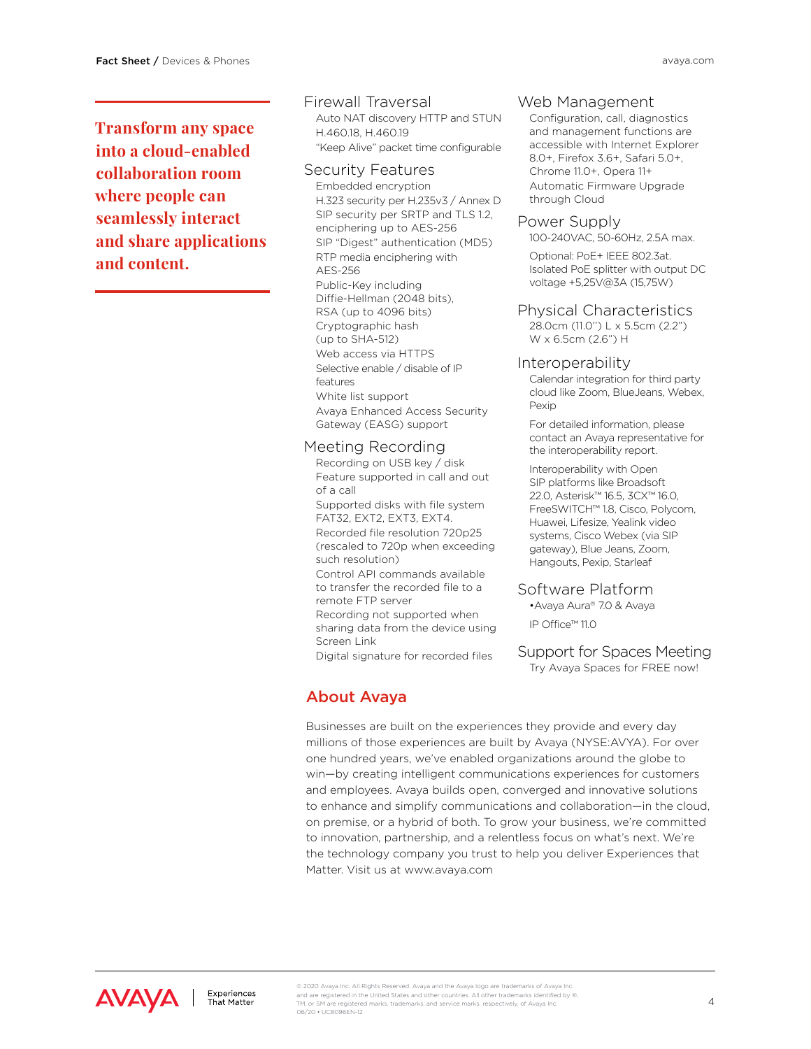**Transform any space into a cloud-enabled collaboration room where people can seamlessly interact and share applications and content.**

### Firewall Traversal

Auto NAT discovery HTTP and STUN H.460.18, H.460.19

"Keep Alive" packet time configurable

### Security Features

Embedded encryption

H.323 security per H.235v3 / Annex D

SIP security per SRTP and TLS 1.2, enciphering up to AES-256

SIP "Digest" authentication (MD5)

RTP media enciphering with AES-256

Public-Key including Diffie-Hellman (2048 bits), RSA (up to 4096 bits)

Cryptographic hash (up to SHA-512)

Web access via HTTPS

Selective enable / disable of IP features

White list support

Avaya Enhanced Access Security Gateway (EASG) support

### Meeting Recording

Recording on USB key / disk

Feature supported in call and out of a call

Supported disks with file system FAT32, EXT2, EXT3, EXT4.

Recorded file resolution 720p25 (rescaled to 720p when exceeding such resolution)

Control API commands available to transfer the recorded file to a remote FTP server

Recording not supported when sharing data from the device using Screen Link

Digital signature for recorded files

### Web Management

Configuration, call, diagnostics and management functions are accessible with Internet Explorer 8.0+, Firefox 3.6+, Safari 5.0+, Chrome 11.0+, Opera 11+

Automatic Firmware Upgrade through Cloud

### Power Supply

100-240VAC, 50-60Hz, 2.5A max.

Optional: PoE+ IEEE 802.3at. Isolated PoE splitter with output DC voltage +5,25V@3A (15,75W)

### Physical Characteristics

28.0cm (11.0") L x 5.5cm (2.2") W x 6.5cm (2.6") H

### Interoperability

Calendar integration for third party cloud like Zoom, BlueJeans, Webex, Pexip

For detailed information, please contact an Avaya representative for the interoperability report.

Interoperability with Open SIP platforms like Broadsoft 22.0, Asterisk™ 16.5, 3CX™ 16.0, FreeSWITCH™ 1.8, Cisco, Polycom, Huawei, Lifesize, Yealink video systems, Cisco Webex (via SIP gateway), Blue Jeans, Zoom, Hangouts, Pexip, Starleaf

### Software Platform

- Avaya Aura® 7.0 & Avaya IP Office™ 11.0

### Support for Spaces Meeting

Try Avaya Spaces for FREE now!

## About Avaya

Businesses are built on the experiences they provide and every day millions of those experiences are built by Avaya (NYSE:AVYA). For over one hundred years, we've enabled organizations around the globe to win—by creating intelligent communications experiences for customers and employees. Avaya builds open, converged and innovative solutions to enhance and simplify communications and collaboration—in the cloud, on premise, or a hybrid of both. To grow your business, we're committed to innovation, partnership, and a relentless focus on what's next. We're the technology company you trust to help you deliver Experiences that Matter. Visit us at www.avaya.com

AVAYA | Experiences That Matter

© 2020 Avaya Inc. All Rights Reserved. Avaya and the Avaya logo are trademarks of Avaya Inc. and are registered in the United States and other countries. All other trademarks identified by ®, TM, or SM are registered marks, trademarks, and service marks, respectively, of Avaya Inc. 06/20 • UC8096EN-12